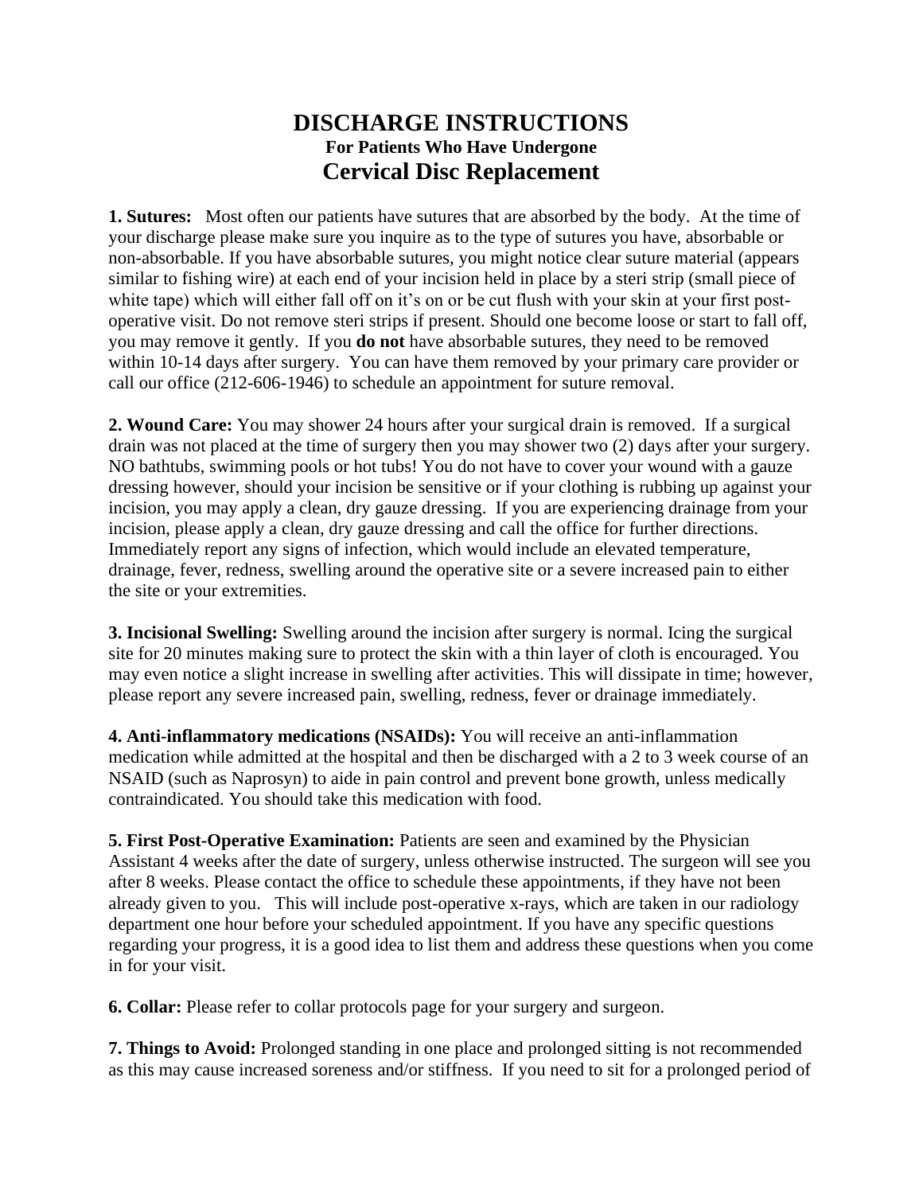# DISCHARGE INSTRUCTIONS

### For Patients Who Have Undergone

## Cervical Disc Replacement

**1. Sutures:** Most often our patients have sutures that are absorbed by the body. At the time of your discharge please make sure you inquire as to the type of sutures you have, absorbable or non-absorbable. If you have absorbable sutures, you might notice clear suture material (appears similar to fishing wire) at each end of your incision held in place by a steri strip (small piece of white tape) which will either fall off on it's on or be cut flush with your skin at your first post-operative visit. Do not remove steri strips if present. Should one become loose or start to fall off, you may remove it gently. If you **do not** have absorbable sutures, they need to be removed within 10-14 days after surgery. You can have them removed by your primary care provider or call our office (212-606-1946) to schedule an appointment for suture removal.

**2. Wound Care:** You may shower 24 hours after your surgical drain is removed. If a surgical drain was not placed at the time of surgery then you may shower two (2) days after your surgery. NO bathtubs, swimming pools or hot tubs! You do not have to cover your wound with a gauze dressing however, should your incision be sensitive or if your clothing is rubbing up against your incision, you may apply a clean, dry gauze dressing. If you are experiencing drainage from your incision, please apply a clean, dry gauze dressing and call the office for further directions. Immediately report any signs of infection, which would include an elevated temperature, drainage, fever, redness, swelling around the operative site or a severe increased pain to either the site or your extremities.

**3. Incisional Swelling:** Swelling around the incision after surgery is normal. Icing the surgical site for 20 minutes making sure to protect the skin with a thin layer of cloth is encouraged. You may even notice a slight increase in swelling after activities. This will dissipate in time; however, please report any severe increased pain, swelling, redness, fever or drainage immediately.

**4. Anti-inflammatory medications (NSAIDs):** You will receive an anti-inflammation medication while admitted at the hospital and then be discharged with a 2 to 3 week course of an NSAID (such as Naprosyn) to aide in pain control and prevent bone growth, unless medically contraindicated. You should take this medication with food.

**5. First Post-Operative Examination:** Patients are seen and examined by the Physician Assistant 4 weeks after the date of surgery, unless otherwise instructed. The surgeon will see you after 8 weeks. Please contact the office to schedule these appointments, if they have not been already given to you. This will include post-operative x-rays, which are taken in our radiology department one hour before your scheduled appointment. If you have any specific questions regarding your progress, it is a good idea to list them and address these questions when you come in for your visit.

**6. Collar:** Please refer to collar protocols page for your surgery and surgeon.

**7. Things to Avoid:** Prolonged standing in one place and prolonged sitting is not recommended as this may cause increased soreness and/or stiffness. If you need to sit for a prolonged period of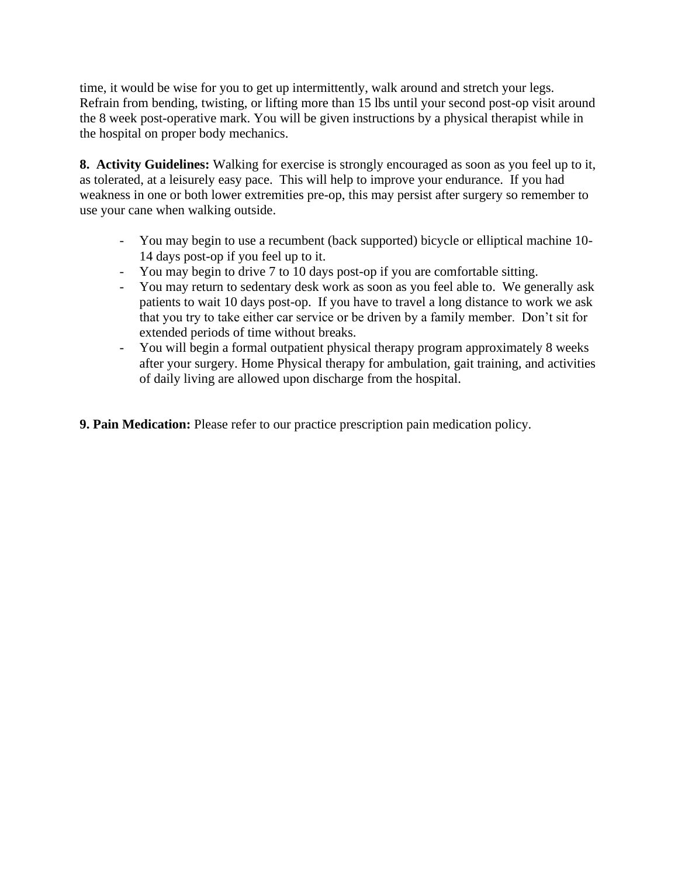time, it would be wise for you to get up intermittently, walk around and stretch your legs. Refrain from bending, twisting, or lifting more than 15 lbs until your second post-op visit around the 8 week post-operative mark. You will be given instructions by a physical therapist while in the hospital on proper body mechanics.

**8. Activity Guidelines:** Walking for exercise is strongly encouraged as soon as you feel up to it, as tolerated, at a leisurely easy pace. This will help to improve your endurance. If you had weakness in one or both lower extremities pre-op, this may persist after surgery so remember to use your cane when walking outside.

- You may begin to use a recumbent (back supported) bicycle or elliptical machine 10-14 days post-op if you feel up to it.
- You may begin to drive 7 to 10 days post-op if you are comfortable sitting.
- You may return to sedentary desk work as soon as you feel able to. We generally ask patients to wait 10 days post-op. If you have to travel a long distance to work we ask that you try to take either car service or be driven by a family member. Don't sit for extended periods of time without breaks.
- You will begin a formal outpatient physical therapy program approximately 8 weeks after your surgery. Home Physical therapy for ambulation, gait training, and activities of daily living are allowed upon discharge from the hospital.

**9. Pain Medication:** Please refer to our practice prescription pain medication policy.